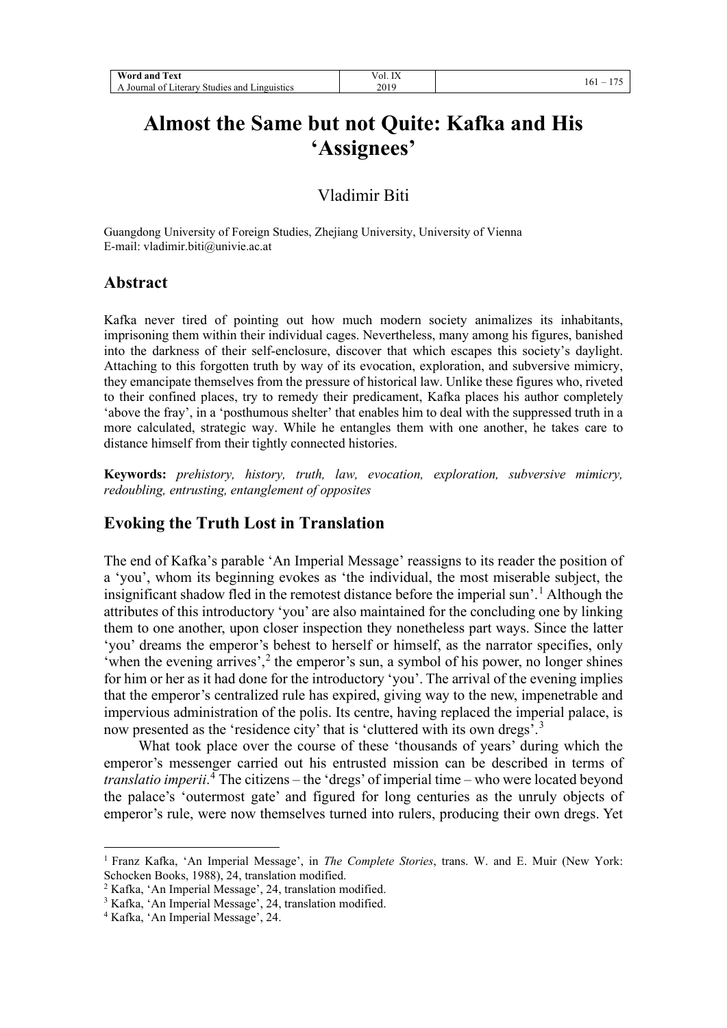# Almost the Same but not Quite: Kafka and His 'Assignees'

Vladimir Biti

Guangdong University of Foreign Studies, Zhejiang University, University of Vienna
E-mail: vladimir.biti@univie.ac.at

## Abstract

Kafka never tired of pointing out how much modern society animalizes its inhabitants, imprisoning them within their individual cages. Nevertheless, many among his figures, banished into the darkness of their self-enclosure, discover that which escapes this society's daylight. Attaching to this forgotten truth by way of its evocation, exploration, and subversive mimicry, they emancipate themselves from the pressure of historical law. Unlike these figures who, riveted to their confined places, try to remedy their predicament, Kafka places his author completely 'above the fray', in a 'posthumous shelter' that enables him to deal with the suppressed truth in a more calculated, strategic way. While he entangles them with one another, he takes care to distance himself from their tightly connected histories.

**Keywords:** *prehistory, history, truth, law, evocation, exploration, subversive mimicry, redoubling, entrusting, entanglement of opposites*

## Evoking the Truth Lost in Translation

The end of Kafka's parable 'An Imperial Message' reassigns to its reader the position of a 'you', whom its beginning evokes as 'the individual, the most miserable subject, the insignificant shadow fled in the remotest distance before the imperial sun'.[1] Although the attributes of this introductory 'you' are also maintained for the concluding one by linking them to one another, upon closer inspection they nonetheless part ways. Since the latter 'you' dreams the emperor's behest to herself or himself, as the narrator specifies, only 'when the evening arrives',[2] the emperor's sun, a symbol of his power, no longer shines for him or her as it had done for the introductory 'you'. The arrival of the evening implies that the emperor's centralized rule has expired, giving way to the new, impenetrable and impervious administration of the polis. Its centre, having replaced the imperial palace, is now presented as the 'residence city' that is 'cluttered with its own dregs'.[3]

What took place over the course of these 'thousands of years' during which the emperor's messenger carried out his entrusted mission can be described in terms of *translatio imperii*.[4] The citizens – the 'dregs' of imperial time – who were located beyond the palace's 'outermost gate' and figured for long centuries as the unruly objects of emperor's rule, were now themselves turned into rulers, producing their own dregs. Yet

---

[1] Franz Kafka, 'An Imperial Message', in *The Complete Stories*, trans. W. and E. Muir (New York: Schocken Books, 1988), 24, translation modified.

[2] Kafka, 'An Imperial Message', 24, translation modified.

[3] Kafka, 'An Imperial Message', 24, translation modified.

[4] Kafka, 'An Imperial Message', 24.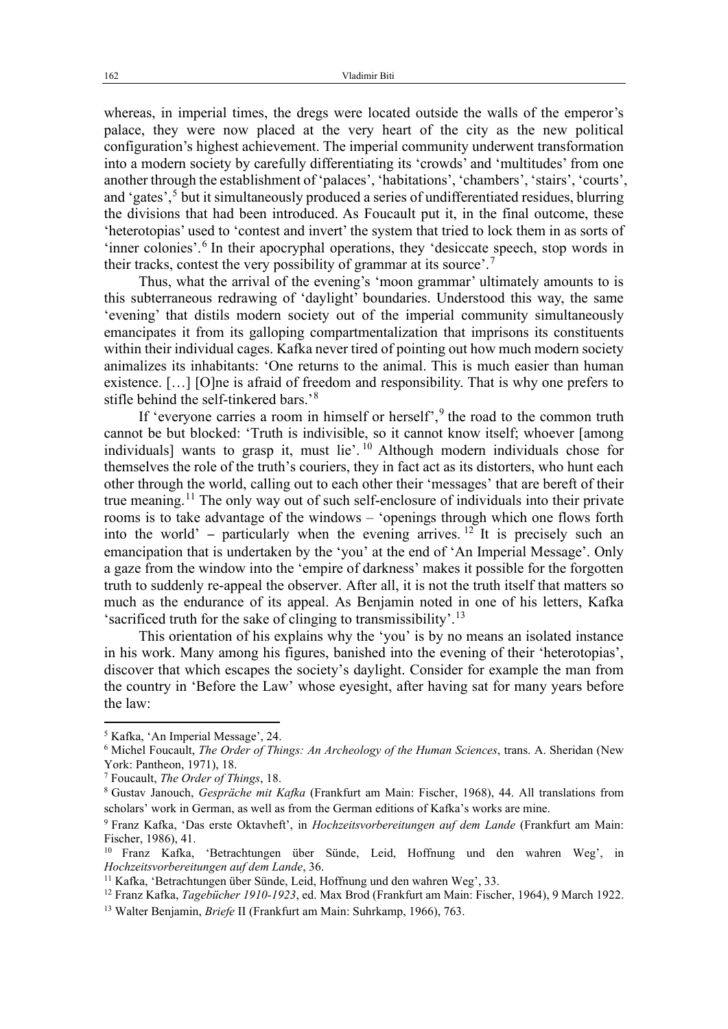whereas, in imperial times, the dregs were located outside the walls of the emperor's palace, they were now placed at the very heart of the city as the new political configuration's highest achievement. The imperial community underwent transformation into a modern society by carefully differentiating its 'crowds' and 'multitudes' from one another through the establishment of 'palaces', 'habitations', 'chambers', 'stairs', 'courts', and 'gates',[5] but it simultaneously produced a series of undifferentiated residues, blurring the divisions that had been introduced. As Foucault put it, in the final outcome, these 'heterotopias' used to 'contest and invert' the system that tried to lock them in as sorts of 'inner colonies'.[6] In their apocryphal operations, they 'desiccate speech, stop words in their tracks, contest the very possibility of grammar at its source'.[7]

Thus, what the arrival of the evening's 'moon grammar' ultimately amounts to is this subterraneous redrawing of 'daylight' boundaries. Understood this way, the same 'evening' that distils modern society out of the imperial community simultaneously emancipates it from its galloping compartmentalization that imprisons its constituents within their individual cages. Kafka never tired of pointing out how much modern society animalizes its inhabitants: 'One returns to the animal. This is much easier than human existence. […] [O]ne is afraid of freedom and responsibility. That is why one prefers to stifle behind the self-tinkered bars.'[8]

If 'everyone carries a room in himself or herself',[9] the road to the common truth cannot be but blocked: 'Truth is indivisible, so it cannot know itself; whoever [among individuals] wants to grasp it, must lie'.[10] Although modern individuals chose for themselves the role of the truth's couriers, they in fact act as its distorters, who hunt each other through the world, calling out to each other their 'messages' that are bereft of their true meaning.[11] The only way out of such self-enclosure of individuals into their private rooms is to take advantage of the windows – 'openings through which one flows forth into the world' – particularly when the evening arrives.[12] It is precisely such an emancipation that is undertaken by the 'you' at the end of 'An Imperial Message'. Only a gaze from the window into the 'empire of darkness' makes it possible for the forgotten truth to suddenly re-appeal the observer. After all, it is not the truth itself that matters so much as the endurance of its appeal. As Benjamin noted in one of his letters, Kafka 'sacrificed truth for the sake of clinging to transmissibility'.[13]

This orientation of his explains why the 'you' is by no means an isolated instance in his work. Many among his figures, banished into the evening of their 'heterotopias', discover that which escapes the society's daylight. Consider for example the man from the country in 'Before the Law' whose eyesight, after having sat for many years before the law:

---

[5] Kafka, 'An Imperial Message', 24.

[6] Michel Foucault, *The Order of Things: An Archeology of the Human Sciences*, trans. A. Sheridan (New York: Pantheon, 1971), 18.

[7] Foucault, *The Order of Things*, 18.

[8] Gustav Janouch, *Gespräche mit Kafka* (Frankfurt am Main: Fischer, 1968), 44. All translations from scholars' work in German, as well as from the German editions of Kafka's works are mine.

[9] Franz Kafka, 'Das erste Oktavheft', in *Hochzeitsvorbereitungen auf dem Lande* (Frankfurt am Main: Fischer, 1986), 41.

[10] Franz Kafka, 'Betrachtungen über Sünde, Leid, Hoffnung und den wahren Weg', in *Hochzeitsvorbereitungen auf dem Lande*, 36.

[11] Kafka, 'Betrachtungen über Sünde, Leid, Hoffnung und den wahren Weg', 33.

[12] Franz Kafka, *Tagebücher 1910-1923*, ed. Max Brod (Frankfurt am Main: Fischer, 1964), 9 March 1922.

[13] Walter Benjamin, *Briefe* II (Frankfurt am Main: Suhrkamp, 1966), 763.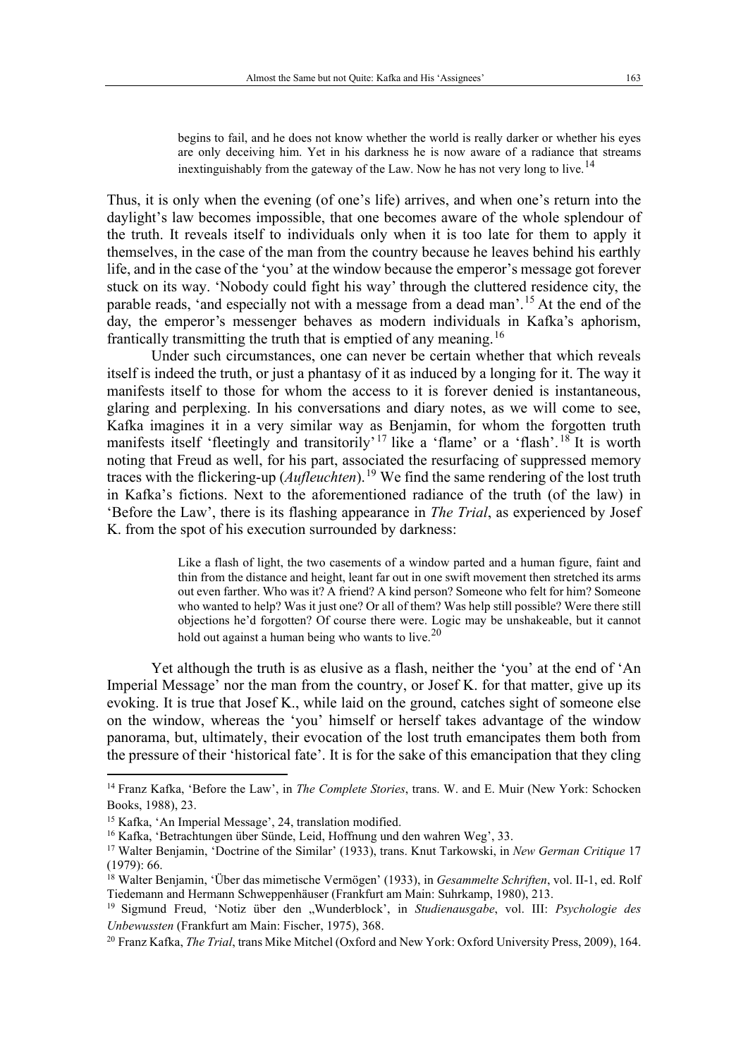> begins to fail, and he does not know whether the world is really darker or whether his eyes are only deceiving him. Yet in his darkness he is now aware of a radiance that streams inextinguishably from the gateway of the Law. Now he has not very long to live.[14]

Thus, it is only when the evening (of one's life) arrives, and when one's return into the daylight's law becomes impossible, that one becomes aware of the whole splendour of the truth. It reveals itself to individuals only when it is too late for them to apply it themselves, in the case of the man from the country because he leaves behind his earthly life, and in the case of the 'you' at the window because the emperor's message got forever stuck on its way. 'Nobody could fight his way' through the cluttered residence city, the parable reads, 'and especially not with a message from a dead man'.[15] At the end of the day, the emperor's messenger behaves as modern individuals in Kafka's aphorism, frantically transmitting the truth that is emptied of any meaning.[16]

Under such circumstances, one can never be certain whether that which reveals itself is indeed the truth, or just a phantasy of it as induced by a longing for it. The way it manifests itself to those for whom the access to it is forever denied is instantaneous, glaring and perplexing. In his conversations and diary notes, as we will come to see, Kafka imagines it in a very similar way as Benjamin, for whom the forgotten truth manifests itself 'fleetingly and transitorily'[17] like a 'flame' or a 'flash'.[18] It is worth noting that Freud as well, for his part, associated the resurfacing of suppressed memory traces with the flickering-up (*Aufleuchten*).[19] We find the same rendering of the lost truth in Kafka's fictions. Next to the aforementioned radiance of the truth (of the law) in 'Before the Law', there is its flashing appearance in *The Trial*, as experienced by Josef K. from the spot of his execution surrounded by darkness:

> Like a flash of light, the two casements of a window parted and a human figure, faint and thin from the distance and height, leant far out in one swift movement then stretched its arms out even farther. Who was it? A friend? A kind person? Someone who felt for him? Someone who wanted to help? Was it just one? Or all of them? Was help still possible? Were there still objections he'd forgotten? Of course there were. Logic may be unshakeable, but it cannot hold out against a human being who wants to live.[20]

Yet although the truth is as elusive as a flash, neither the 'you' at the end of 'An Imperial Message' nor the man from the country, or Josef K. for that matter, give up its evoking. It is true that Josef K., while laid on the ground, catches sight of someone else on the window, whereas the 'you' himself or herself takes advantage of the window panorama, but, ultimately, their evocation of the lost truth emancipates them both from the pressure of their 'historical fate'. It is for the sake of this emancipation that they cling

---

[14] Franz Kafka, 'Before the Law', in *The Complete Stories*, trans. W. and E. Muir (New York: Schocken Books, 1988), 23.

[15] Kafka, 'An Imperial Message', 24, translation modified.

[16] Kafka, 'Betrachtungen über Sünde, Leid, Hoffnung und den wahren Weg', 33.

[17] Walter Benjamin, 'Doctrine of the Similar' (1933), trans. Knut Tarkowski, in *New German Critique* 17 (1979): 66.

[18] Walter Benjamin, 'Über das mimetische Vermögen' (1933), in *Gesammelte Schriften*, vol. II-1, ed. Rolf Tiedemann and Hermann Schweppenhäuser (Frankfurt am Main: Suhrkamp, 1980), 213.

[19] Sigmund Freud, 'Notiz über den „Wunderblock', in *Studienausgabe*, vol. III: *Psychologie des Unbewussten* (Frankfurt am Main: Fischer, 1975), 368.

[20] Franz Kafka, *The Trial*, trans Mike Mitchel (Oxford and New York: Oxford University Press, 2009), 164.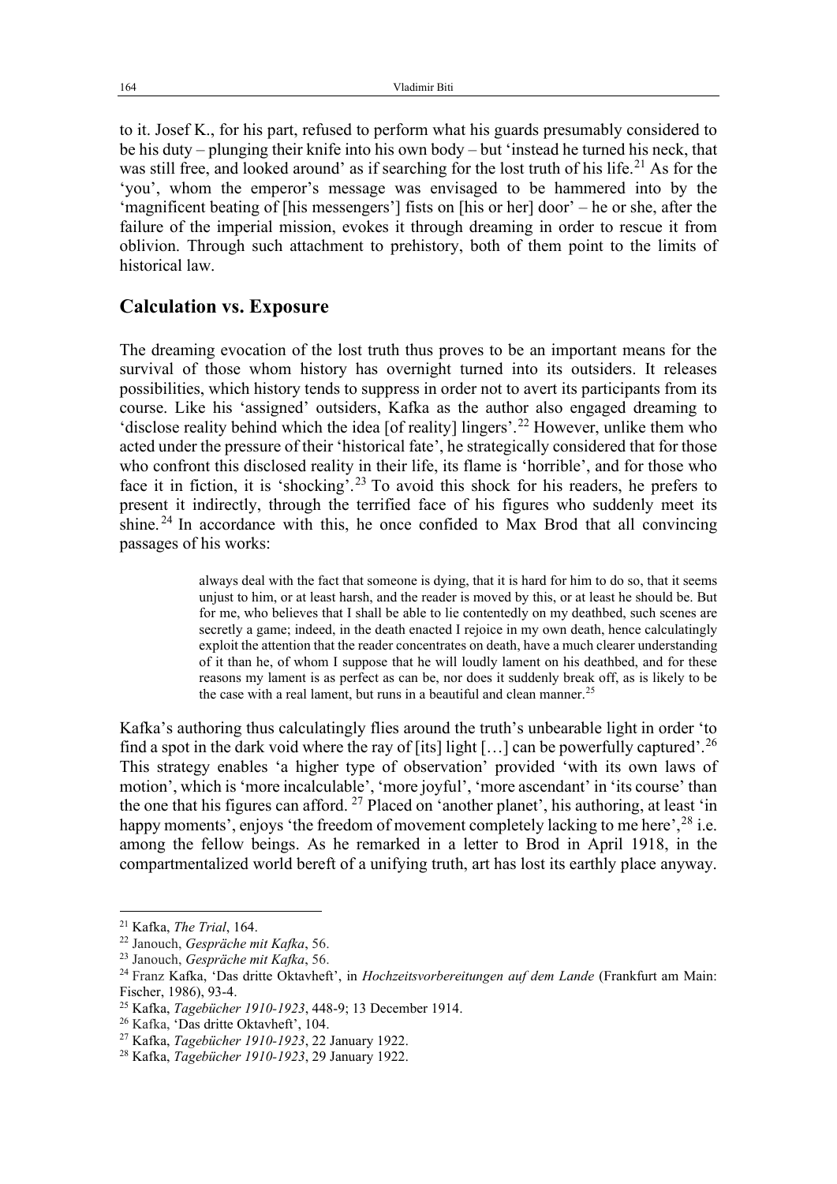to it. Josef K., for his part, refused to perform what his guards presumably considered to be his duty – plunging their knife into his own body – but 'instead he turned his neck, that was still free, and looked around' as if searching for the lost truth of his life.[21] As for the 'you', whom the emperor's message was envisaged to be hammered into by the 'magnificent beating of [his messengers'] fists on [his or her] door' – he or she, after the failure of the imperial mission, evokes it through dreaming in order to rescue it from oblivion. Through such attachment to prehistory, both of them point to the limits of historical law.

## Calculation vs. Exposure

The dreaming evocation of the lost truth thus proves to be an important means for the survival of those whom history has overnight turned into its outsiders. It releases possibilities, which history tends to suppress in order not to avert its participants from its course. Like his 'assigned' outsiders, Kafka as the author also engaged dreaming to 'disclose reality behind which the idea [of reality] lingers'.[22] However, unlike them who acted under the pressure of their 'historical fate', he strategically considered that for those who confront this disclosed reality in their life, its flame is 'horrible', and for those who face it in fiction, it is 'shocking'.[23] To avoid this shock for his readers, he prefers to present it indirectly, through the terrified face of his figures who suddenly meet its shine.[24] In accordance with this, he once confided to Max Brod that all convincing passages of his works:

> always deal with the fact that someone is dying, that it is hard for him to do so, that it seems unjust to him, or at least harsh, and the reader is moved by this, or at least he should be. But for me, who believes that I shall be able to lie contentedly on my deathbed, such scenes are secretly a game; indeed, in the death enacted I rejoice in my own death, hence calculatingly exploit the attention that the reader concentrates on death, have a much clearer understanding of it than he, of whom I suppose that he will loudly lament on his deathbed, and for these reasons my lament is as perfect as can be, nor does it suddenly break off, as is likely to be the case with a real lament, but runs in a beautiful and clean manner.[25]

Kafka's authoring thus calculatingly flies around the truth's unbearable light in order 'to find a spot in the dark void where the ray of [its] light […] can be powerfully captured'.[26] This strategy enables 'a higher type of observation' provided 'with its own laws of motion', which is 'more incalculable', 'more joyful', 'more ascendant' in 'its course' than the one that his figures can afford.[27] Placed on 'another planet', his authoring, at least 'in happy moments', enjoys 'the freedom of movement completely lacking to me here',[28] i.e. among the fellow beings. As he remarked in a letter to Brod in April 1918, in the compartmentalized world bereft of a unifying truth, art has lost its earthly place anyway.

---

[21] Kafka, *The Trial*, 164.

[22] Janouch, *Gespräche mit Kafka*, 56.

[23] Janouch, *Gespräche mit Kafka*, 56.

[24] Franz Kafka, 'Das dritte Oktavheft', in *Hochzeitsvorbereitungen auf dem Lande* (Frankfurt am Main: Fischer, 1986), 93-4.

[25] Kafka, *Tagebücher 1910-1923*, 448-9; 13 December 1914.

[26] Kafka, 'Das dritte Oktavheft', 104.

[27] Kafka, *Tagebücher 1910-1923*, 22 January 1922.

[28] Kafka, *Tagebücher 1910-1923*, 29 January 1922.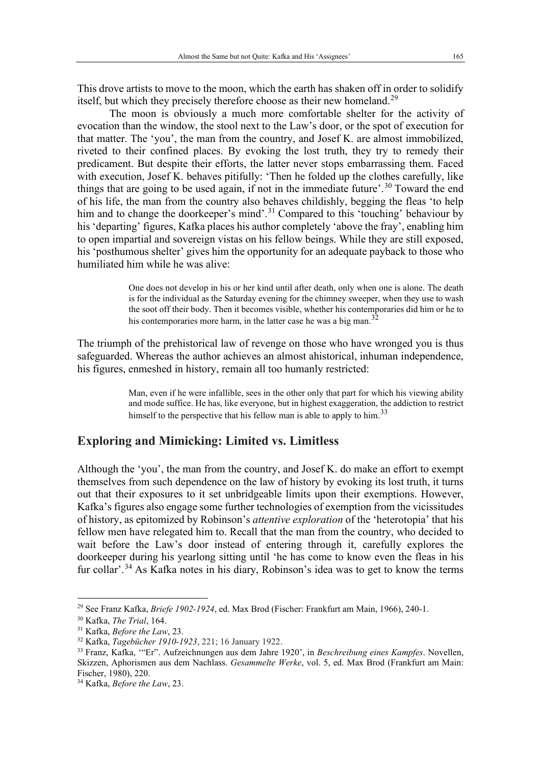This drove artists to move to the moon, which the earth has shaken off in order to solidify itself, but which they precisely therefore choose as their new homeland.[29]

The moon is obviously a much more comfortable shelter for the activity of evocation than the window, the stool next to the Law's door, or the spot of execution for that matter. The 'you', the man from the country, and Josef K. are almost immobilized, riveted to their confined places. By evoking the lost truth, they try to remedy their predicament. But despite their efforts, the latter never stops embarrassing them. Faced with execution, Josef K. behaves pitifully: 'Then he folded up the clothes carefully, like things that are going to be used again, if not in the immediate future'.[30] Toward the end of his life, the man from the country also behaves childishly, begging the fleas 'to help him and to change the doorkeeper's mind'.[31] Compared to this 'touching' behaviour by his 'departing' figures, Kafka places his author completely 'above the fray', enabling him to open impartial and sovereign vistas on his fellow beings. While they are still exposed, his 'posthumous shelter' gives him the opportunity for an adequate payback to those who humiliated him while he was alive:

> One does not develop in his or her kind until after death, only when one is alone. The death is for the individual as the Saturday evening for the chimney sweeper, when they use to wash the soot off their body. Then it becomes visible, whether his contemporaries did him or he to his contemporaries more harm, in the latter case he was a big man.[32]

The triumph of the prehistorical law of revenge on those who have wronged you is thus safeguarded. Whereas the author achieves an almost ahistorical, inhuman independence, his figures, enmeshed in history, remain all too humanly restricted:

> Man, even if he were infallible, sees in the other only that part for which his viewing ability and mode suffice. He has, like everyone, but in highest exaggeration, the addiction to restrict himself to the perspective that his fellow man is able to apply to him.[33]

## Exploring and Mimicking: Limited vs. Limitless

Although the 'you', the man from the country, and Josef K. do make an effort to exempt themselves from such dependence on the law of history by evoking its lost truth, it turns out that their exposures to it set unbridgeable limits upon their exemptions. However, Kafka's figures also engage some further technologies of exemption from the vicissitudes of history, as epitomized by Robinson's *attentive exploration* of the 'heterotopia' that his fellow men have relegated him to. Recall that the man from the country, who decided to wait before the Law's door instead of entering through it, carefully explores the doorkeeper during his yearlong sitting until 'he has come to know even the fleas in his fur collar'.[34] As Kafka notes in his diary, Robinson's idea was to get to know the terms

---

[29] See Franz Kafka, *Briefe 1902-1924*, ed. Max Brod (Fischer: Frankfurt am Main, 1966), 240-1.

[30] Kafka, *The Trial*, 164.

[31] Kafka, *Before the Law*, 23.

[32] Kafka, *Tagebücher 1910-1923*, 221; 16 January 1922.

[33] Franz, Kafka, '"Er". Aufzeichnungen aus dem Jahre 1920', in *Beschreibung eines Kampfes*. Novellen, Skizzen, Aphorismen aus dem Nachlass. *Gesammelte Werke*, vol. 5, ed. Max Brod (Frankfurt am Main: Fischer, 1980), 220.

[34] Kafka, *Before the Law*, 23.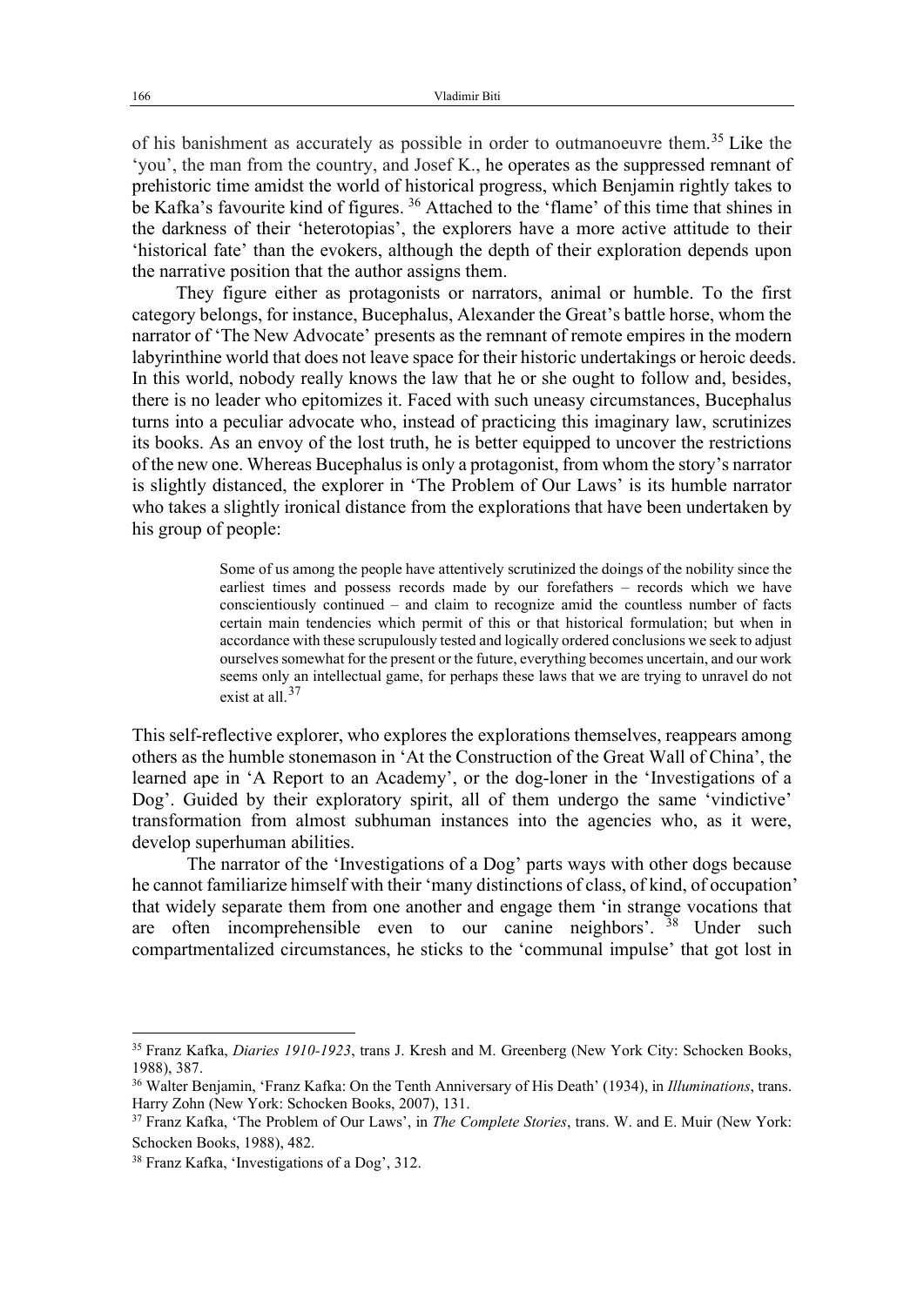of his banishment as accurately as possible in order to outmanoeuvre them.[35] Like the 'you', the man from the country, and Josef K., he operates as the suppressed remnant of prehistoric time amidst the world of historical progress, which Benjamin rightly takes to be Kafka's favourite kind of figures. [36] Attached to the 'flame' of this time that shines in the darkness of their 'heterotopias', the explorers have a more active attitude to their 'historical fate' than the evokers, although the depth of their exploration depends upon the narrative position that the author assigns them.

They figure either as protagonists or narrators, animal or humble. To the first category belongs, for instance, Bucephalus, Alexander the Great's battle horse, whom the narrator of 'The New Advocate' presents as the remnant of remote empires in the modern labyrinthine world that does not leave space for their historic undertakings or heroic deeds. In this world, nobody really knows the law that he or she ought to follow and, besides, there is no leader who epitomizes it. Faced with such uneasy circumstances, Bucephalus turns into a peculiar advocate who, instead of practicing this imaginary law, scrutinizes its books. As an envoy of the lost truth, he is better equipped to uncover the restrictions of the new one. Whereas Bucephalus is only a protagonist, from whom the story's narrator is slightly distanced, the explorer in 'The Problem of Our Laws' is its humble narrator who takes a slightly ironical distance from the explorations that have been undertaken by his group of people:

> Some of us among the people have attentively scrutinized the doings of the nobility since the earliest times and possess records made by our forefathers – records which we have conscientiously continued – and claim to recognize amid the countless number of facts certain main tendencies which permit of this or that historical formulation; but when in accordance with these scrupulously tested and logically ordered conclusions we seek to adjust ourselves somewhat for the present or the future, everything becomes uncertain, and our work seems only an intellectual game, for perhaps these laws that we are trying to unravel do not exist at all.[37]

This self-reflective explorer, who explores the explorations themselves, reappears among others as the humble stonemason in 'At the Construction of the Great Wall of China', the learned ape in 'A Report to an Academy', or the dog-loner in the 'Investigations of a Dog'. Guided by their exploratory spirit, all of them undergo the same 'vindictive' transformation from almost subhuman instances into the agencies who, as it were, develop superhuman abilities.

The narrator of the 'Investigations of a Dog' parts ways with other dogs because he cannot familiarize himself with their 'many distinctions of class, of kind, of occupation' that widely separate them from one another and engage them 'in strange vocations that are often incomprehensible even to our canine neighbors'. [38] Under such compartmentalized circumstances, he sticks to the 'communal impulse' that got lost in

---

[35] Franz Kafka, *Diaries 1910-1923*, trans J. Kresh and M. Greenberg (New York City: Schocken Books, 1988), 387.

[36] Walter Benjamin, 'Franz Kafka: On the Tenth Anniversary of His Death' (1934), in *Illuminations*, trans. Harry Zohn (New York: Schocken Books, 2007), 131.

[37] Franz Kafka, 'The Problem of Our Laws', in *The Complete Stories*, trans. W. and E. Muir (New York: Schocken Books, 1988), 482.

[38] Franz Kafka, 'Investigations of a Dog', 312.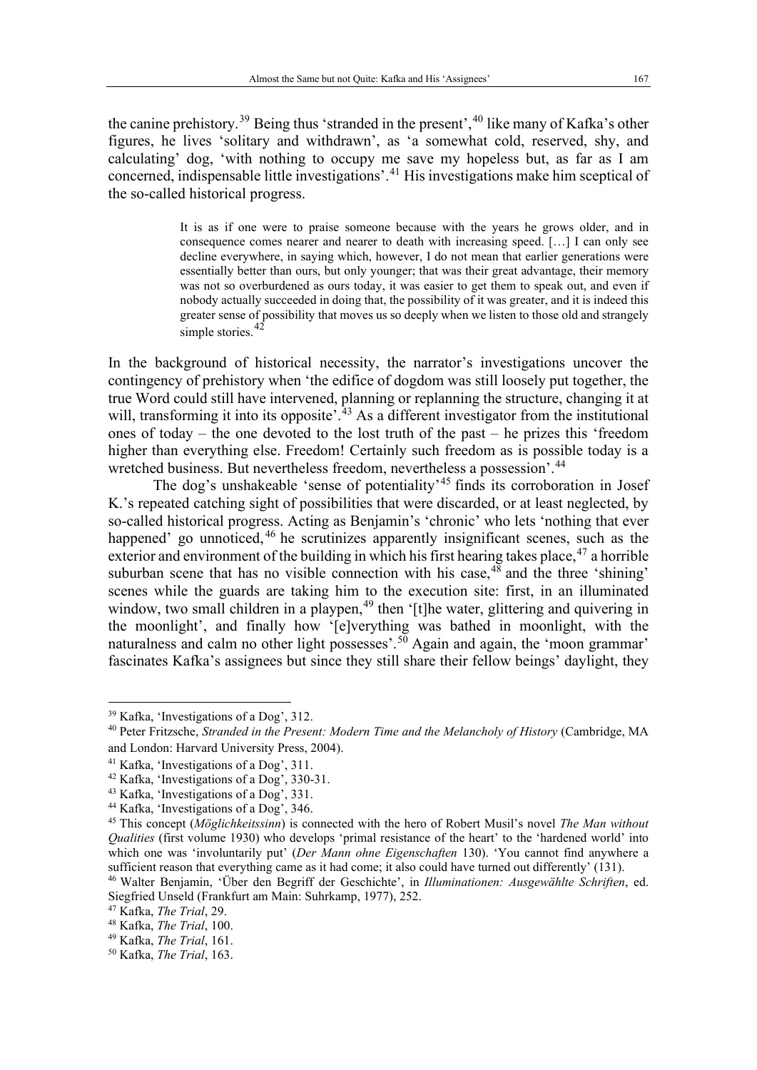the canine prehistory.[39] Being thus 'stranded in the present',[40] like many of Kafka's other figures, he lives 'solitary and withdrawn', as 'a somewhat cold, reserved, shy, and calculating' dog, 'with nothing to occupy me save my hopeless but, as far as I am concerned, indispensable little investigations'.[41] His investigations make him sceptical of the so-called historical progress.

> It is as if one were to praise someone because with the years he grows older, and in consequence comes nearer and nearer to death with increasing speed. […] I can only see decline everywhere, in saying which, however, I do not mean that earlier generations were essentially better than ours, but only younger; that was their great advantage, their memory was not so overburdened as ours today, it was easier to get them to speak out, and even if nobody actually succeeded in doing that, the possibility of it was greater, and it is indeed this greater sense of possibility that moves us so deeply when we listen to those old and strangely simple stories.[42]

In the background of historical necessity, the narrator's investigations uncover the contingency of prehistory when 'the edifice of dogdom was still loosely put together, the true Word could still have intervened, planning or replanning the structure, changing it at will, transforming it into its opposite'.[43] As a different investigator from the institutional ones of today – the one devoted to the lost truth of the past – he prizes this 'freedom higher than everything else. Freedom! Certainly such freedom as is possible today is a wretched business. But nevertheless freedom, nevertheless a possession'.[44]

The dog's unshakeable 'sense of potentiality'[45] finds its corroboration in Josef K.'s repeated catching sight of possibilities that were discarded, or at least neglected, by so-called historical progress. Acting as Benjamin's 'chronic' who lets 'nothing that ever happened' go unnoticed,[46] he scrutinizes apparently insignificant scenes, such as the exterior and environment of the building in which his first hearing takes place,[47] a horrible suburban scene that has no visible connection with his case,[48] and the three 'shining' scenes while the guards are taking him to the execution site: first, in an illuminated window, two small children in a playpen,[49] then '[t]he water, glittering and quivering in the moonlight', and finally how '[e]verything was bathed in moonlight, with the naturalness and calm no other light possesses'.[50] Again and again, the 'moon grammar' fascinates Kafka's assignees but since they still share their fellow beings' daylight, they

---

[39] Kafka, 'Investigations of a Dog', 312.

[40] Peter Fritzsche, *Stranded in the Present: Modern Time and the Melancholy of History* (Cambridge, MA and London: Harvard University Press, 2004).

[41] Kafka, 'Investigations of a Dog', 311.

[42] Kafka, 'Investigations of a Dog', 330-31.

[43] Kafka, 'Investigations of a Dog', 331.

[44] Kafka, 'Investigations of a Dog', 346.

[45] This concept (*Möglichkeitssinn*) is connected with the hero of Robert Musil's novel *The Man without Qualities* (first volume 1930) who develops 'primal resistance of the heart' to the 'hardened world' into which one was 'involuntarily put' (*Der Mann ohne Eigenschaften* 130). 'You cannot find anywhere a sufficient reason that everything came as it had come; it also could have turned out differently' (131).

[46] Walter Benjamin, 'Über den Begriff der Geschichte', in *Illuminationen: Ausgewählte Schriften*, ed. Siegfried Unseld (Frankfurt am Main: Suhrkamp, 1977), 252.

[47] Kafka, *The Trial*, 29.

[48] Kafka, *The Trial*, 100.

[49] Kafka, *The Trial*, 161.

[50] Kafka, *The Trial*, 163.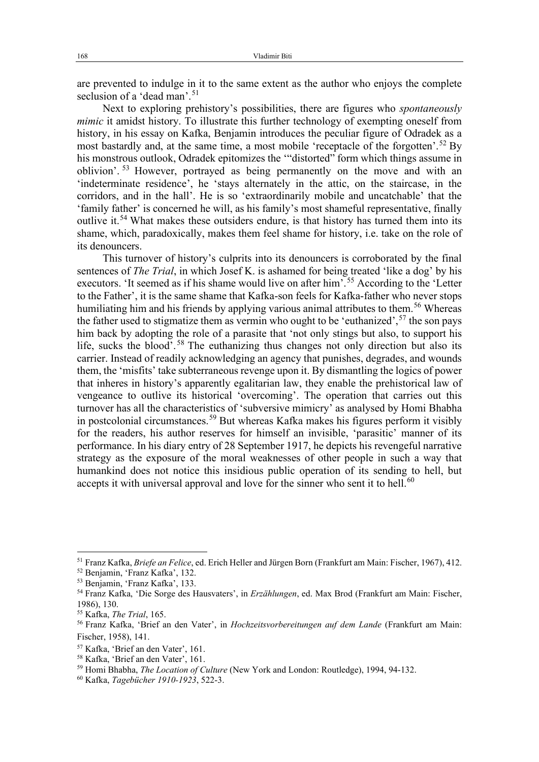are prevented to indulge in it to the same extent as the author who enjoys the complete seclusion of a 'dead man'.[51]

Next to exploring prehistory's possibilities, there are figures who *spontaneously mimic* it amidst history. To illustrate this further technology of exempting oneself from history, in his essay on Kafka, Benjamin introduces the peculiar figure of Odradek as a most bastardly and, at the same time, a most mobile 'receptacle of the forgotten'.[52] By his monstrous outlook, Odradek epitomizes the '"distorted" form which things assume in oblivion'.[53] However, portrayed as being permanently on the move and with an 'indeterminate residence', he 'stays alternately in the attic, on the staircase, in the corridors, and in the hall'. He is so 'extraordinarily mobile and uncatchable' that the 'family father' is concerned he will, as his family's most shameful representative, finally outlive it.[54] What makes these outsiders endure, is that history has turned them into its shame, which, paradoxically, makes them feel shame for history, i.e. take on the role of its denouncers.

This turnover of history's culprits into its denouncers is corroborated by the final sentences of *The Trial*, in which Josef K. is ashamed for being treated 'like a dog' by his executors. 'It seemed as if his shame would live on after him'.[55] According to the 'Letter to the Father', it is the same shame that Kafka-son feels for Kafka-father who never stops humiliating him and his friends by applying various animal attributes to them.[56] Whereas the father used to stigmatize them as vermin who ought to be 'euthanized',[57] the son pays him back by adopting the role of a parasite that 'not only stings but also, to support his life, sucks the blood'.[58] The euthanizing thus changes not only direction but also its carrier. Instead of readily acknowledging an agency that punishes, degrades, and wounds them, the 'misfits' take subterraneous revenge upon it. By dismantling the logics of power that inheres in history's apparently egalitarian law, they enable the prehistorical law of vengeance to outlive its historical 'overcoming'. The operation that carries out this turnover has all the characteristics of 'subversive mimicry' as analysed by Homi Bhabha in postcolonial circumstances.[59] But whereas Kafka makes his figures perform it visibly for the readers, his author reserves for himself an invisible, 'parasitic' manner of its performance. In his diary entry of 28 September 1917, he depicts his revengeful narrative strategy as the exposure of the moral weaknesses of other people in such a way that humankind does not notice this insidious public operation of its sending to hell, but accepts it with universal approval and love for the sinner who sent it to hell.[60]

---

[51] Franz Kafka, *Briefe an Felice*, ed. Erich Heller and Jürgen Born (Frankfurt am Main: Fischer, 1967), 412.

[52] Benjamin, 'Franz Kafka', 132.

[53] Benjamin, 'Franz Kafka', 133.

[54] Franz Kafka, 'Die Sorge des Hausvaters', in *Erzählungen*, ed. Max Brod (Frankfurt am Main: Fischer, 1986), 130.

[55] Kafka, *The Trial*, 165.

[56] Franz Kafka, 'Brief an den Vater', in *Hochzeitsvorbereitungen auf dem Lande* (Frankfurt am Main: Fischer, 1958), 141.

[57] Kafka, 'Brief an den Vater', 161.

[58] Kafka, 'Brief an den Vater', 161.

[59] Homi Bhabha, *The Location of Culture* (New York and London: Routledge), 1994, 94-132.

[60] Kafka, *Tagebücher 1910-1923*, 522-3.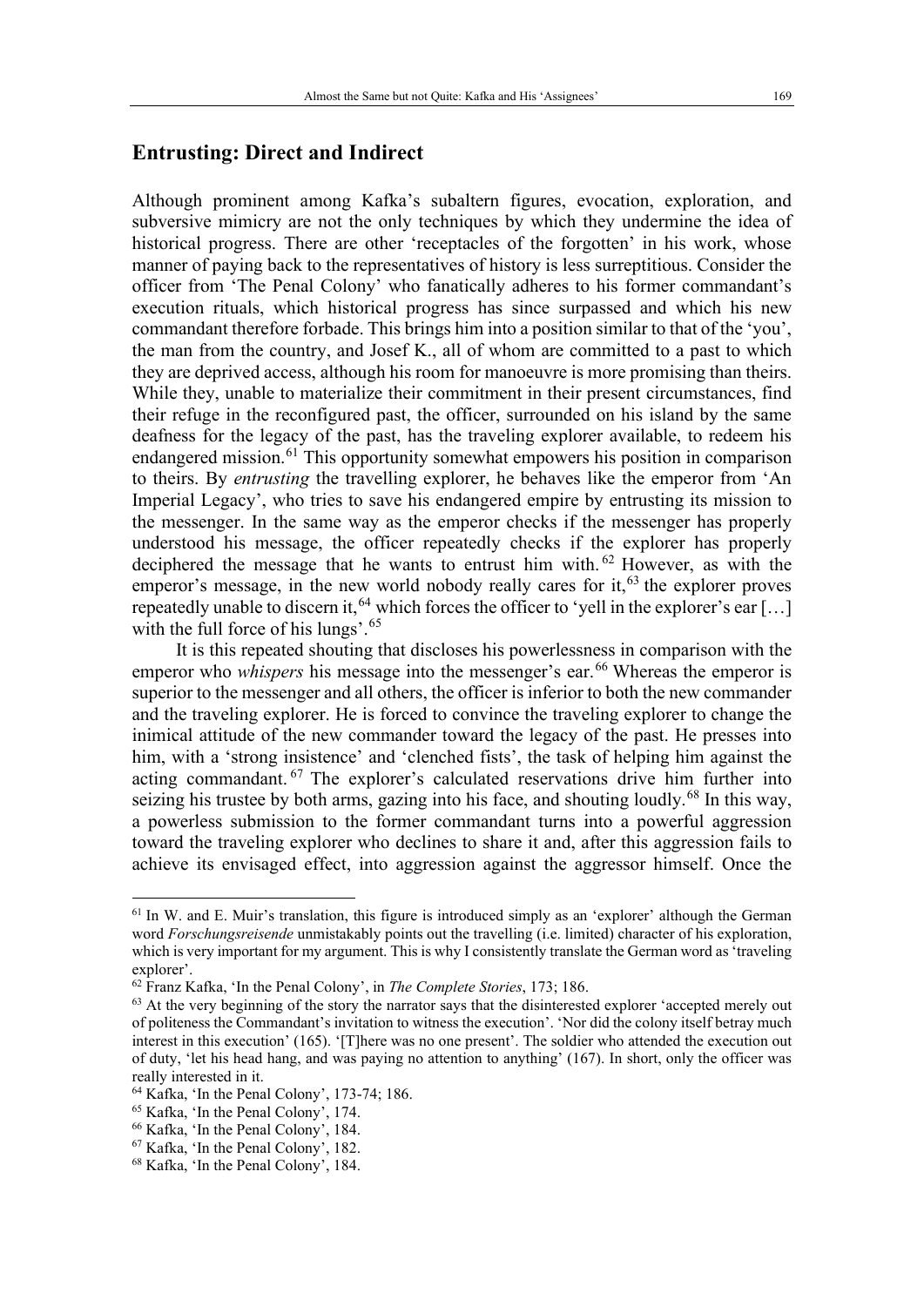## Entrusting: Direct and Indirect

Although prominent among Kafka's subaltern figures, evocation, exploration, and subversive mimicry are not the only techniques by which they undermine the idea of historical progress. There are other 'receptacles of the forgotten' in his work, whose manner of paying back to the representatives of history is less surreptitious. Consider the officer from 'The Penal Colony' who fanatically adheres to his former commandant's execution rituals, which historical progress has since surpassed and which his new commandant therefore forbade. This brings him into a position similar to that of the 'you', the man from the country, and Josef K., all of whom are committed to a past to which they are deprived access, although his room for manoeuvre is more promising than theirs. While they, unable to materialize their commitment in their present circumstances, find their refuge in the reconfigured past, the officer, surrounded on his island by the same deafness for the legacy of the past, has the traveling explorer available, to redeem his endangered mission.[61] This opportunity somewhat empowers his position in comparison to theirs. By *entrusting* the travelling explorer, he behaves like the emperor from 'An Imperial Legacy', who tries to save his endangered empire by entrusting its mission to the messenger. In the same way as the emperor checks if the messenger has properly understood his message, the officer repeatedly checks if the explorer has properly deciphered the message that he wants to entrust him with.[62] However, as with the emperor's message, in the new world nobody really cares for it,[63] the explorer proves repeatedly unable to discern it,[64] which forces the officer to 'yell in the explorer's ear […] with the full force of his lungs'.[65]

It is this repeated shouting that discloses his powerlessness in comparison with the emperor who *whispers* his message into the messenger's ear.[66] Whereas the emperor is superior to the messenger and all others, the officer is inferior to both the new commander and the traveling explorer. He is forced to convince the traveling explorer to change the inimical attitude of the new commander toward the legacy of the past. He presses into him, with a 'strong insistence' and 'clenched fists', the task of helping him against the acting commandant.[67] The explorer's calculated reservations drive him further into seizing his trustee by both arms, gazing into his face, and shouting loudly.[68] In this way, a powerless submission to the former commandant turns into a powerful aggression toward the traveling explorer who declines to share it and, after this aggression fails to achieve its envisaged effect, into aggression against the aggressor himself. Once the

---

[61] In W. and E. Muir's translation, this figure is introduced simply as an 'explorer' although the German word *Forschungsreisende* unmistakably points out the travelling (i.e. limited) character of his exploration, which is very important for my argument. This is why I consistently translate the German word as 'traveling explorer'.

[62] Franz Kafka, 'In the Penal Colony', in *The Complete Stories*, 173; 186.

[63] At the very beginning of the story the narrator says that the disinterested explorer 'accepted merely out of politeness the Commandant's invitation to witness the execution'. 'Nor did the colony itself betray much interest in this execution' (165). '[T]here was no one present'. The soldier who attended the execution out of duty, 'let his head hang, and was paying no attention to anything' (167). In short, only the officer was really interested in it.

[64] Kafka, 'In the Penal Colony', 173-74; 186.

[65] Kafka, 'In the Penal Colony', 174.

[66] Kafka, 'In the Penal Colony', 184.

[67] Kafka, 'In the Penal Colony', 182.

[68] Kafka, 'In the Penal Colony', 184.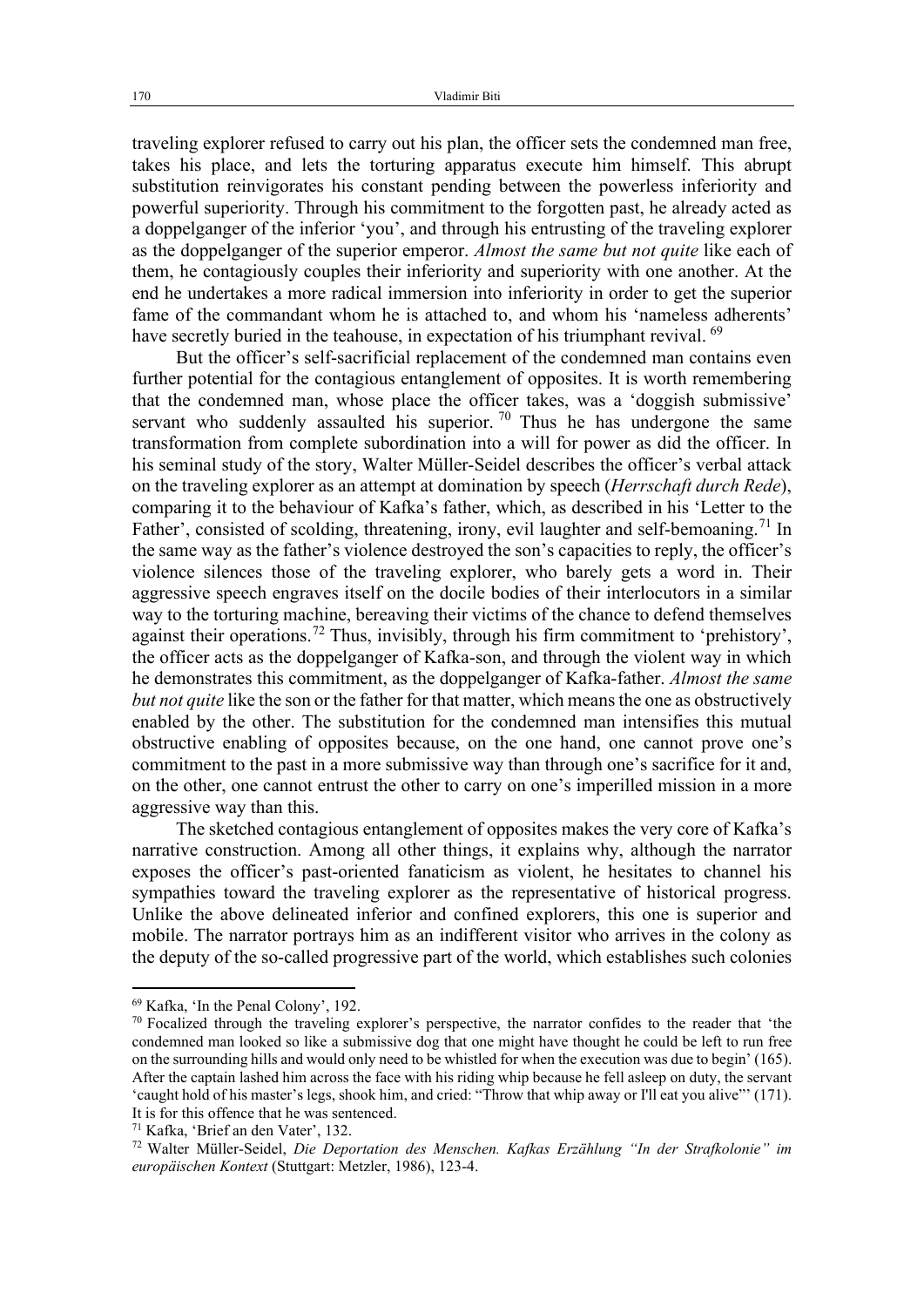traveling explorer refused to carry out his plan, the officer sets the condemned man free, takes his place, and lets the torturing apparatus execute him himself. This abrupt substitution reinvigorates his constant pending between the powerless inferiority and powerful superiority. Through his commitment to the forgotten past, he already acted as a doppelganger of the inferior 'you', and through his entrusting of the traveling explorer as the doppelganger of the superior emperor. *Almost the same but not quite* like each of them, he contagiously couples their inferiority and superiority with one another. At the end he undertakes a more radical immersion into inferiority in order to get the superior fame of the commandant whom he is attached to, and whom his 'nameless adherents' have secretly buried in the teahouse, in expectation of his triumphant revival. [69]

But the officer's self-sacrificial replacement of the condemned man contains even further potential for the contagious entanglement of opposites. It is worth remembering that the condemned man, whose place the officer takes, was a 'doggish submissive' servant who suddenly assaulted his superior. [70] Thus he has undergone the same transformation from complete subordination into a will for power as did the officer. In his seminal study of the story, Walter Müller-Seidel describes the officer's verbal attack on the traveling explorer as an attempt at domination by speech (*Herrschaft durch Rede*), comparing it to the behaviour of Kafka's father, which, as described in his 'Letter to the Father', consisted of scolding, threatening, irony, evil laughter and self-bemoaning. [71] In the same way as the father's violence destroyed the son's capacities to reply, the officer's violence silences those of the traveling explorer, who barely gets a word in. Their aggressive speech engraves itself on the docile bodies of their interlocutors in a similar way to the torturing machine, bereaving their victims of the chance to defend themselves against their operations. [72] Thus, invisibly, through his firm commitment to 'prehistory', the officer acts as the doppelganger of Kafka-son, and through the violent way in which he demonstrates this commitment, as the doppelganger of Kafka-father. *Almost the same but not quite* like the son or the father for that matter, which means the one as obstructively enabled by the other. The substitution for the condemned man intensifies this mutual obstructive enabling of opposites because, on the one hand, one cannot prove one's commitment to the past in a more submissive way than through one's sacrifice for it and, on the other, one cannot entrust the other to carry on one's imperilled mission in a more aggressive way than this.

The sketched contagious entanglement of opposites makes the very core of Kafka's narrative construction. Among all other things, it explains why, although the narrator exposes the officer's past-oriented fanaticism as violent, he hesitates to channel his sympathies toward the traveling explorer as the representative of historical progress. Unlike the above delineated inferior and confined explorers, this one is superior and mobile. The narrator portrays him as an indifferent visitor who arrives in the colony as the deputy of the so-called progressive part of the world, which establishes such colonies

---

[69] Kafka, 'In the Penal Colony', 192.

[70] Focalized through the traveling explorer's perspective, the narrator confides to the reader that 'the condemned man looked so like a submissive dog that one might have thought he could be left to run free on the surrounding hills and would only need to be whistled for when the execution was due to begin' (165). After the captain lashed him across the face with his riding whip because he fell asleep on duty, the servant 'caught hold of his master's legs, shook him, and cried: "Throw that whip away or I'll eat you alive"' (171). It is for this offence that he was sentenced.

[71] Kafka, 'Brief an den Vater', 132.

[72] Walter Müller-Seidel, *Die Deportation des Menschen. Kafkas Erzählung "In der Strafkolonie" im europäischen Kontext* (Stuttgart: Metzler, 1986), 123-4.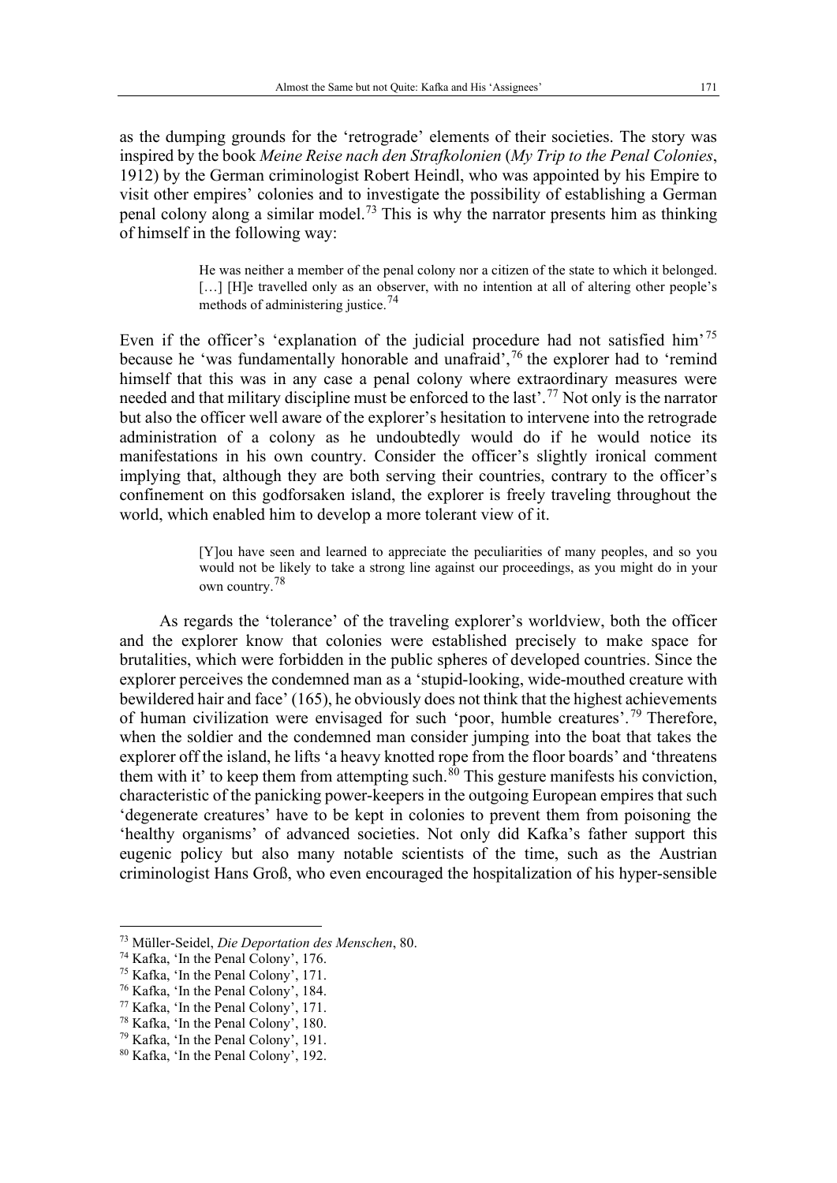as the dumping grounds for the 'retrograde' elements of their societies. The story was inspired by the book *Meine Reise nach den Strafkolonien* (*My Trip to the Penal Colonies*, 1912) by the German criminologist Robert Heindl, who was appointed by his Empire to visit other empires' colonies and to investigate the possibility of establishing a German penal colony along a similar model.[73] This is why the narrator presents him as thinking of himself in the following way:

> He was neither a member of the penal colony nor a citizen of the state to which it belonged. […] [H]e travelled only as an observer, with no intention at all of altering other people's methods of administering justice.[74]

Even if the officer's 'explanation of the judicial procedure had not satisfied him'[75] because he 'was fundamentally honorable and unafraid',[76] the explorer had to 'remind himself that this was in any case a penal colony where extraordinary measures were needed and that military discipline must be enforced to the last'.[77] Not only is the narrator but also the officer well aware of the explorer's hesitation to intervene into the retrograde administration of a colony as he undoubtedly would do if he would notice its manifestations in his own country. Consider the officer's slightly ironical comment implying that, although they are both serving their countries, contrary to the officer's confinement on this godforsaken island, the explorer is freely traveling throughout the world, which enabled him to develop a more tolerant view of it.

> [Y]ou have seen and learned to appreciate the peculiarities of many peoples, and so you would not be likely to take a strong line against our proceedings, as you might do in your own country.[78]

As regards the 'tolerance' of the traveling explorer's worldview, both the officer and the explorer know that colonies were established precisely to make space for brutalities, which were forbidden in the public spheres of developed countries. Since the explorer perceives the condemned man as a 'stupid-looking, wide-mouthed creature with bewildered hair and face' (165), he obviously does not think that the highest achievements of human civilization were envisaged for such 'poor, humble creatures'.[79] Therefore, when the soldier and the condemned man consider jumping into the boat that takes the explorer off the island, he lifts 'a heavy knotted rope from the floor boards' and 'threatens them with it' to keep them from attempting such.[80] This gesture manifests his conviction, characteristic of the panicking power-keepers in the outgoing European empires that such 'degenerate creatures' have to be kept in colonies to prevent them from poisoning the 'healthy organisms' of advanced societies. Not only did Kafka's father support this eugenic policy but also many notable scientists of the time, such as the Austrian criminologist Hans Groß, who even encouraged the hospitalization of his hyper-sensible

---

[73] Müller-Seidel, *Die Deportation des Menschen*, 80.

[74] Kafka, 'In the Penal Colony', 176.

[75] Kafka, 'In the Penal Colony', 171.

[76] Kafka, 'In the Penal Colony', 184.

[77] Kafka, 'In the Penal Colony', 171.

[78] Kafka, 'In the Penal Colony', 180.

[79] Kafka, 'In the Penal Colony', 191.

[80] Kafka, 'In the Penal Colony', 192.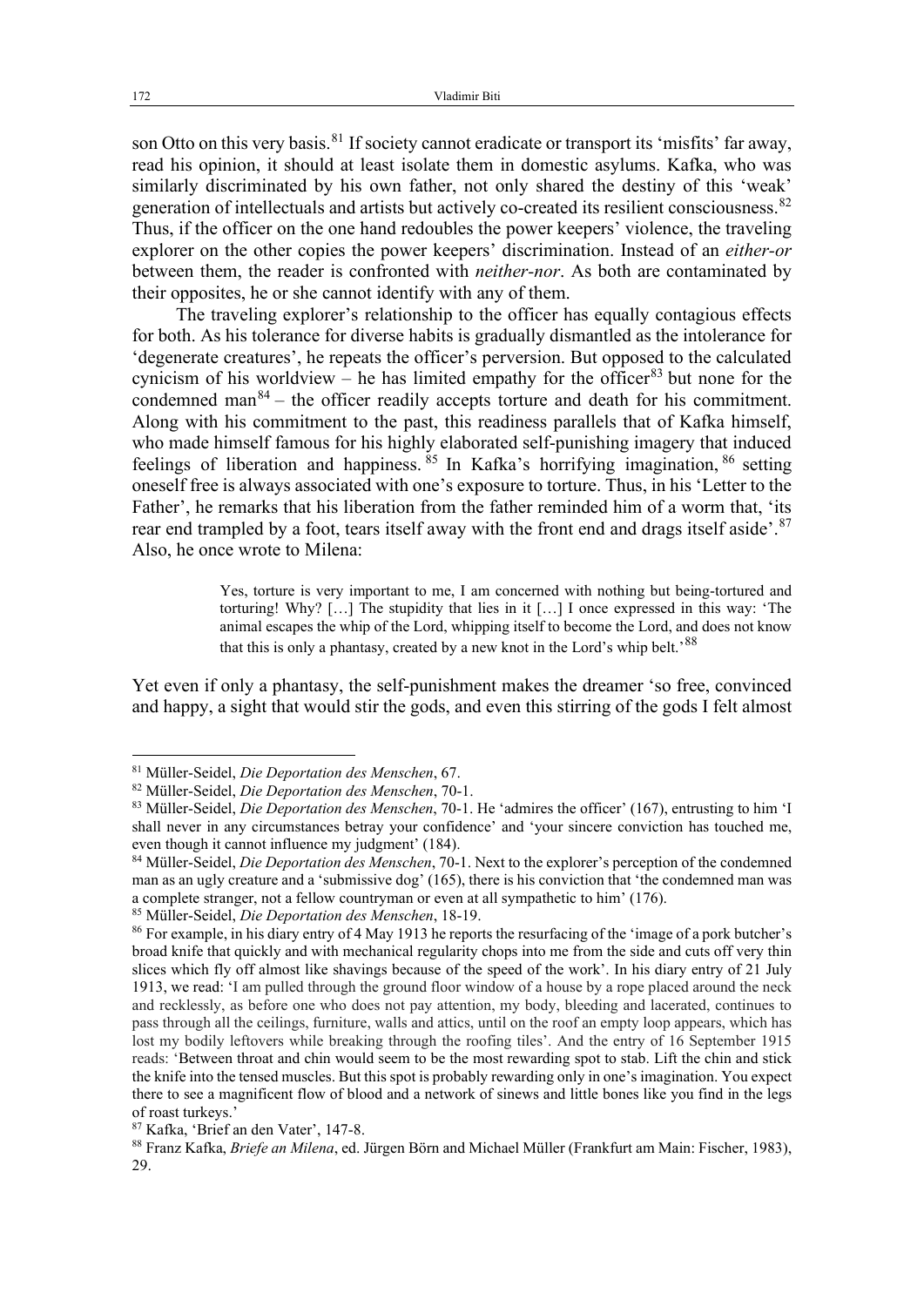son Otto on this very basis.[81] If society cannot eradicate or transport its 'misfits' far away, read his opinion, it should at least isolate them in domestic asylums. Kafka, who was similarly discriminated by his own father, not only shared the destiny of this 'weak' generation of intellectuals and artists but actively co-created its resilient consciousness.[82] Thus, if the officer on the one hand redoubles the power keepers' violence, the traveling explorer on the other copies the power keepers' discrimination. Instead of an *either-or* between them, the reader is confronted with *neither-nor*. As both are contaminated by their opposites, he or she cannot identify with any of them.

The traveling explorer's relationship to the officer has equally contagious effects for both. As his tolerance for diverse habits is gradually dismantled as the intolerance for 'degenerate creatures', he repeats the officer's perversion. But opposed to the calculated cynicism of his worldview – he has limited empathy for the officer[83] but none for the condemned man[84] – the officer readily accepts torture and death for his commitment. Along with his commitment to the past, this readiness parallels that of Kafka himself, who made himself famous for his highly elaborated self-punishing imagery that induced feelings of liberation and happiness.[85] In Kafka's horrifying imagination,[86] setting oneself free is always associated with one's exposure to torture. Thus, in his 'Letter to the Father', he remarks that his liberation from the father reminded him of a worm that, 'its rear end trampled by a foot, tears itself away with the front end and drags itself aside'.[87] Also, he once wrote to Milena:

> Yes, torture is very important to me, I am concerned with nothing but being-tortured and torturing! Why? […] The stupidity that lies in it […] I once expressed in this way: 'The animal escapes the whip of the Lord, whipping itself to become the Lord, and does not know that this is only a phantasy, created by a new knot in the Lord's whip belt.'[88]

Yet even if only a phantasy, the self-punishment makes the dreamer 'so free, convinced and happy, a sight that would stir the gods, and even this stirring of the gods I felt almost

---

[81] Müller-Seidel, *Die Deportation des Menschen*, 67.

[82] Müller-Seidel, *Die Deportation des Menschen*, 70-1.

[83] Müller-Seidel, *Die Deportation des Menschen*, 70-1. He 'admires the officer' (167), entrusting to him 'I shall never in any circumstances betray your confidence' and 'your sincere conviction has touched me, even though it cannot influence my judgment' (184).

[84] Müller-Seidel, *Die Deportation des Menschen*, 70-1. Next to the explorer's perception of the condemned man as an ugly creature and a 'submissive dog' (165), there is his conviction that 'the condemned man was a complete stranger, not a fellow countryman or even at all sympathetic to him' (176).

[85] Müller-Seidel, *Die Deportation des Menschen*, 18-19.

[86] For example, in his diary entry of 4 May 1913 he reports the resurfacing of the 'image of a pork butcher's broad knife that quickly and with mechanical regularity chops into me from the side and cuts off very thin slices which fly off almost like shavings because of the speed of the work'. In his diary entry of 21 July 1913, we read: 'I am pulled through the ground floor window of a house by a rope placed around the neck and recklessly, as before one who does not pay attention, my body, bleeding and lacerated, continues to pass through all the ceilings, furniture, walls and attics, until on the roof an empty loop appears, which has lost my bodily leftovers while breaking through the roofing tiles'. And the entry of 16 September 1915 reads: 'Between throat and chin would seem to be the most rewarding spot to stab. Lift the chin and stick the knife into the tensed muscles. But this spot is probably rewarding only in one's imagination. You expect there to see a magnificent flow of blood and a network of sinews and little bones like you find in the legs of roast turkeys.'

[87] Kafka, 'Brief an den Vater', 147-8.

[88] Franz Kafka, *Briefe an Milena*, ed. Jürgen Börn and Michael Müller (Frankfurt am Main: Fischer, 1983), 29.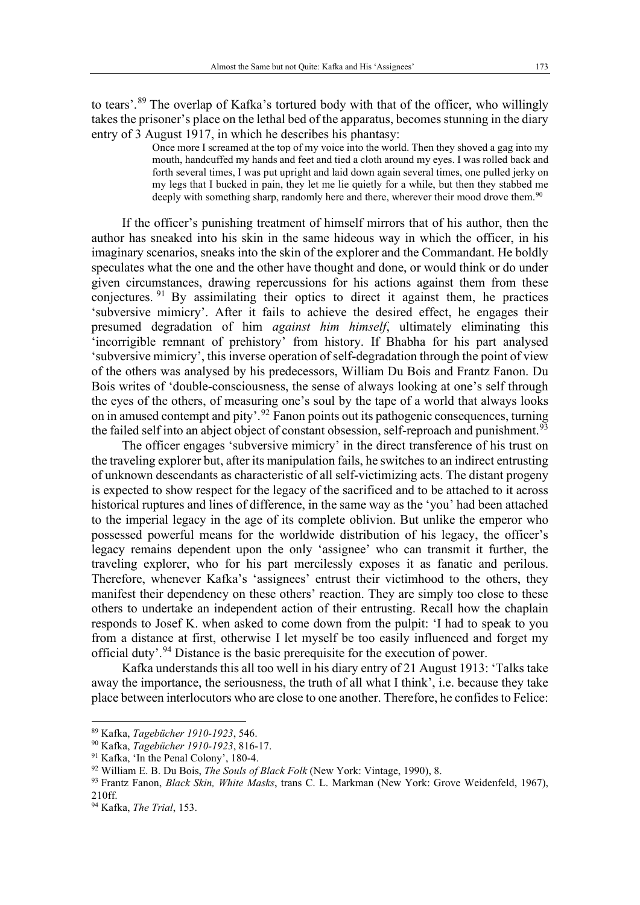to tears'.[89] The overlap of Kafka's tortured body with that of the officer, who willingly takes the prisoner's place on the lethal bed of the apparatus, becomes stunning in the diary entry of 3 August 1917, in which he describes his phantasy:

> Once more I screamed at the top of my voice into the world. Then they shoved a gag into my mouth, handcuffed my hands and feet and tied a cloth around my eyes. I was rolled back and forth several times, I was put upright and laid down again several times, one pulled jerky on my legs that I bucked in pain, they let me lie quietly for a while, but then they stabbed me deeply with something sharp, randomly here and there, wherever their mood drove them.[90]

If the officer's punishing treatment of himself mirrors that of his author, then the author has sneaked into his skin in the same hideous way in which the officer, in his imaginary scenarios, sneaks into the skin of the explorer and the Commandant. He boldly speculates what the one and the other have thought and done, or would think or do under given circumstances, drawing repercussions for his actions against them from these conjectures.[91] By assimilating their optics to direct it against them, he practices 'subversive mimicry'. After it fails to achieve the desired effect, he engages their presumed degradation of him *against him himself*, ultimately eliminating this 'incorrigible remnant of prehistory' from history. If Bhabha for his part analysed 'subversive mimicry', this inverse operation of self-degradation through the point of view of the others was analysed by his predecessors, William Du Bois and Frantz Fanon. Du Bois writes of 'double-consciousness, the sense of always looking at one's self through the eyes of the others, of measuring one's soul by the tape of a world that always looks on in amused contempt and pity'.[92] Fanon points out its pathogenic consequences, turning the failed self into an abject object of constant obsession, self-reproach and punishment.[93]

The officer engages 'subversive mimicry' in the direct transference of his trust on the traveling explorer but, after its manipulation fails, he switches to an indirect entrusting of unknown descendants as characteristic of all self-victimizing acts. The distant progeny is expected to show respect for the legacy of the sacrificed and to be attached to it across historical ruptures and lines of difference, in the same way as the 'you' had been attached to the imperial legacy in the age of its complete oblivion. But unlike the emperor who possessed powerful means for the worldwide distribution of his legacy, the officer's legacy remains dependent upon the only 'assignee' who can transmit it further, the traveling explorer, who for his part mercilessly exposes it as fanatic and perilous. Therefore, whenever Kafka's 'assignees' entrust their victimhood to the others, they manifest their dependency on these others' reaction. They are simply too close to these others to undertake an independent action of their entrusting. Recall how the chaplain responds to Josef K. when asked to come down from the pulpit: 'I had to speak to you from a distance at first, otherwise I let myself be too easily influenced and forget my official duty'.[94] Distance is the basic prerequisite for the execution of power.

Kafka understands this all too well in his diary entry of 21 August 1913: 'Talks take away the importance, the seriousness, the truth of all what I think', i.e. because they take place between interlocutors who are close to one another. Therefore, he confides to Felice:

---

[89] Kafka, *Tagebücher 1910-1923*, 546.

[90] Kafka, *Tagebücher 1910-1923*, 816-17.

[91] Kafka, 'In the Penal Colony', 180-4.

[92] William E. B. Du Bois, *The Souls of Black Folk* (New York: Vintage, 1990), 8.

[93] Frantz Fanon, *Black Skin, White Masks*, trans C. L. Markman (New York: Grove Weidenfeld, 1967), 210ff.

[94] Kafka, *The Trial*, 153.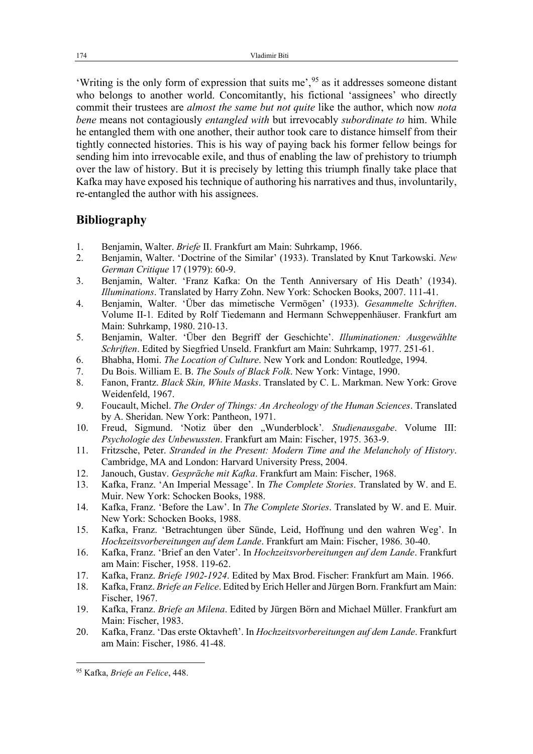'Writing is the only form of expression that suits me',[95] as it addresses someone distant who belongs to another world. Concomitantly, his fictional 'assignees' who directly commit their trustees are *almost the same but not quite* like the author, which now *nota bene* means not contagiously *entangled with* but irrevocably *subordinate to* him. While he entangled them with one another, their author took care to distance himself from their tightly connected histories. This is his way of paying back his former fellow beings for sending him into irrevocable exile, and thus of enabling the law of prehistory to triumph over the law of history. But it is precisely by letting this triumph finally take place that Kafka may have exposed his technique of authoring his narratives and thus, involuntarily, re-entangled the author with his assignees.

## Bibliography

1. Benjamin, Walter. *Briefe* II. Frankfurt am Main: Suhrkamp, 1966.
2. Benjamin, Walter. 'Doctrine of the Similar' (1933). Translated by Knut Tarkowski. *New German Critique* 17 (1979): 60-9.
3. Benjamin, Walter. 'Franz Kafka: On the Tenth Anniversary of His Death' (1934). *Illuminations*. Translated by Harry Zohn. New York: Schocken Books, 2007. 111-41.
4. Benjamin, Walter. 'Über das mimetische Vermögen' (1933). *Gesammelte Schriften*. Volume II-1. Edited by Rolf Tiedemann and Hermann Schweppenhäuser. Frankfurt am Main: Suhrkamp, 1980. 210-13.
5. Benjamin, Walter. 'Über den Begriff der Geschichte'. *Illuminationen: Ausgewählte Schriften*. Edited by Siegfried Unseld. Frankfurt am Main: Suhrkamp, 1977. 251-61.
6. Bhabha, Homi. *The Location of Culture*. New York and London: Routledge, 1994.
7. Du Bois. William E. B. *The Souls of Black Folk*. New York: Vintage, 1990.
8. Fanon, Frantz. *Black Skin, White Masks*. Translated by C. L. Markman. New York: Grove Weidenfeld, 1967.
9. Foucault, Michel. *The Order of Things: An Archeology of the Human Sciences*. Translated by A. Sheridan. New York: Pantheon, 1971.
10. Freud, Sigmund. 'Notiz über den „Wunderblock'. *Studienausgabe*. Volume III: *Psychologie des Unbewussten*. Frankfurt am Main: Fischer, 1975. 363-9.
11. Fritzsche, Peter. *Stranded in the Present: Modern Time and the Melancholy of History*. Cambridge, MA and London: Harvard University Press, 2004.
12. Janouch, Gustav. *Gespräche mit Kafka*. Frankfurt am Main: Fischer, 1968.
13. Kafka, Franz. 'An Imperial Message'. In *The Complete Stories*. Translated by W. and E. Muir. New York: Schocken Books, 1988.
14. Kafka, Franz. 'Before the Law'. In *The Complete Stories*. Translated by W. and E. Muir. New York: Schocken Books, 1988.
15. Kafka, Franz. 'Betrachtungen über Sünde, Leid, Hoffnung und den wahren Weg'. In *Hochzeitsvorbereitungen auf dem Lande*. Frankfurt am Main: Fischer, 1986. 30-40.
16. Kafka, Franz. 'Brief an den Vater'. In *Hochzeitsvorbereitungen auf dem Lande*. Frankfurt am Main: Fischer, 1958. 119-62.
17. Kafka, Franz. *Briefe 1902-1924*. Edited by Max Brod. Fischer: Frankfurt am Main. 1966.
18. Kafka, Franz. *Briefe an Felice*. Edited by Erich Heller and Jürgen Born. Frankfurt am Main: Fischer, 1967.
19. Kafka, Franz. *Briefe an Milena*. Edited by Jürgen Börn and Michael Müller. Frankfurt am Main: Fischer, 1983.
20. Kafka, Franz. 'Das erste Oktavheft'. In *Hochzeitsvorbereitungen auf dem Lande*. Frankfurt am Main: Fischer, 1986. 41-48.

---

[95] Kafka, *Briefe an Felice*, 448.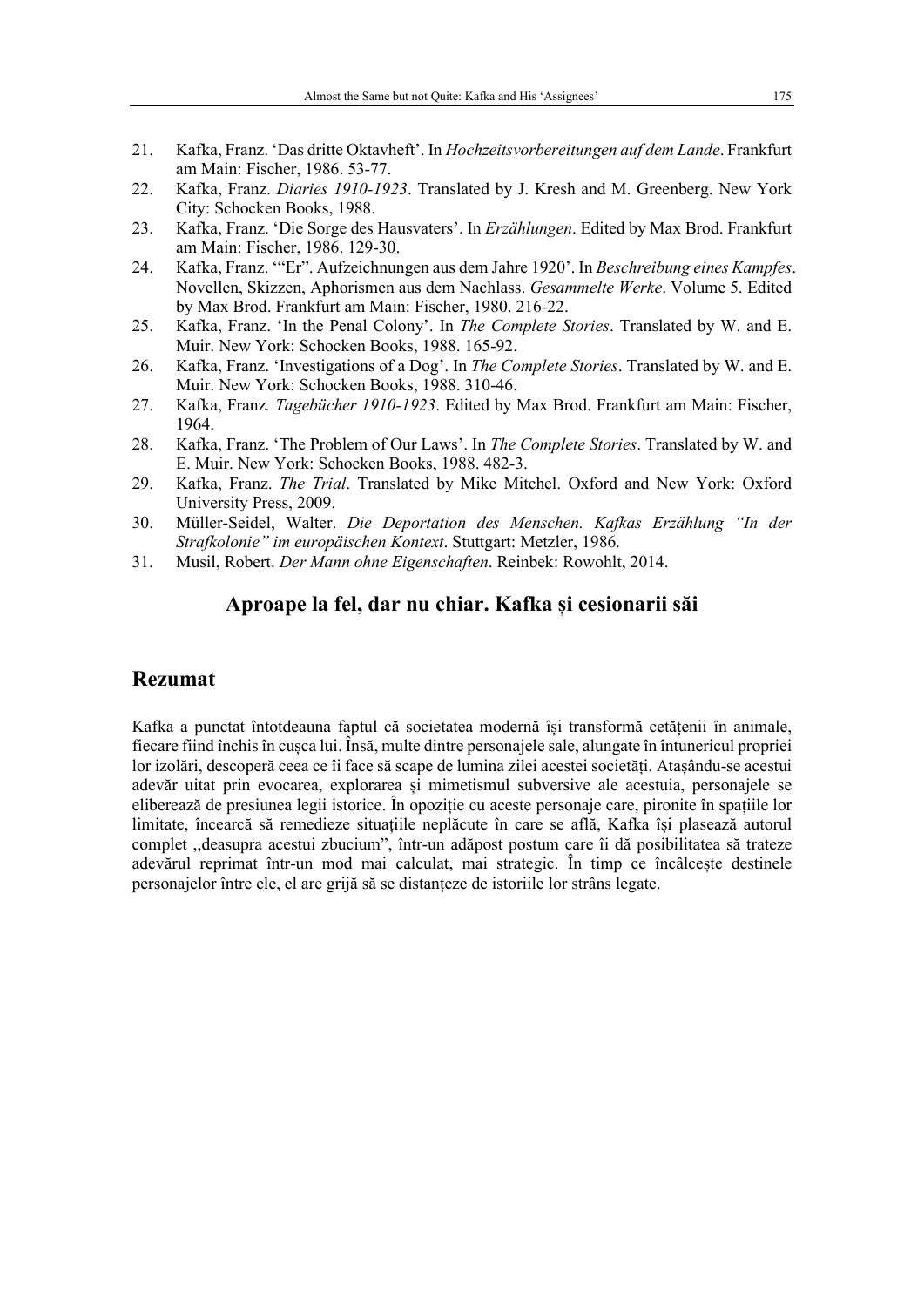21. Kafka, Franz. 'Das dritte Oktavheft'. In *Hochzeitsvorbereitungen auf dem Lande*. Frankfurt am Main: Fischer, 1986. 53-77.
22. Kafka, Franz. *Diaries 1910-1923*. Translated by J. Kresh and M. Greenberg. New York City: Schocken Books, 1988.
23. Kafka, Franz. 'Die Sorge des Hausvaters'. In *Erzählungen*. Edited by Max Brod. Frankfurt am Main: Fischer, 1986. 129-30.
24. Kafka, Franz. '"Er". Aufzeichnungen aus dem Jahre 1920'. In *Beschreibung eines Kampfes*. Novellen, Skizzen, Aphorismen aus dem Nachlass. *Gesammelte Werke*. Volume 5. Edited by Max Brod. Frankfurt am Main: Fischer, 1980. 216-22.
25. Kafka, Franz. 'In the Penal Colony'. In *The Complete Stories*. Translated by W. and E. Muir. New York: Schocken Books, 1988. 165-92.
26. Kafka, Franz. 'Investigations of a Dog'. In *The Complete Stories*. Translated by W. and E. Muir. New York: Schocken Books, 1988. 310-46.
27. Kafka, Franz. *Tagebücher 1910-1923*. Edited by Max Brod. Frankfurt am Main: Fischer, 1964.
28. Kafka, Franz. 'The Problem of Our Laws'. In *The Complete Stories*. Translated by W. and E. Muir. New York: Schocken Books, 1988. 482-3.
29. Kafka, Franz. *The Trial*. Translated by Mike Mitchel. Oxford and New York: Oxford University Press, 2009.
30. Müller-Seidel, Walter. *Die Deportation des Menschen. Kafkas Erzählung "In der Strafkolonie" im europäischen Kontext*. Stuttgart: Metzler, 1986.
31. Musil, Robert. *Der Mann ohne Eigenschaften*. Reinbek: Rowohlt, 2014.

## Aproape la fel, dar nu chiar. Kafka și cesionarii săi

## Rezumat

Kafka a punctat întotdeauna faptul că societatea modernă își transformă cetățenii în animale, fiecare fiind închis în cușca lui. Însă, multe dintre personajele sale, alungate în întunericul propriei lor izolări, descoperă ceea ce îi face să scape de lumina zilei acestei societăți. Atașându-se acestui adevăr uitat prin evocarea, explorarea și mimetismul subversive ale acestuia, personajele se eliberează de presiunea legii istorice. În opoziție cu aceste personaje care, pironite în spațiile lor limitate, încearcă să remedieze situațiile neplăcute în care se află, Kafka își plasează autorul complet „deasupra acestui zbucium", într-un adăpost postum care îi dă posibilitatea să trateze adevărul reprimat într-un mod mai calculat, mai strategic. În timp ce încâlcește destinele personajelor între ele, el are grijă să se distanțeze de istoriile lor strâns legate.